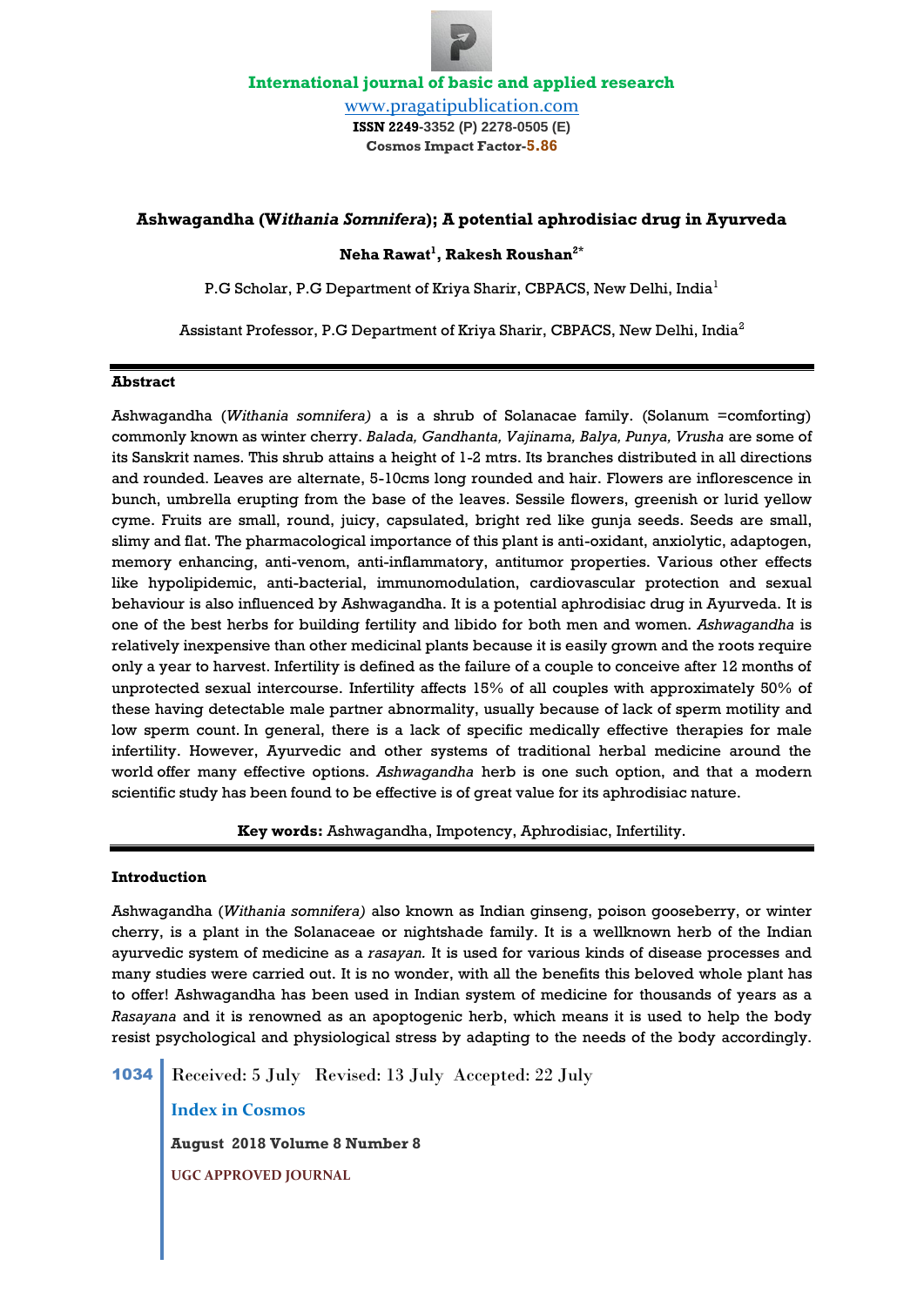International journal of basic and applied research

www.pragatipublication.com

ISSN 2249-3352 (P) 2278-0505 (E)

Cosmos Impact Factor-5.86

# Ashwagandha (*Withania Somnifera*); A potential aphrodisiac drug in Ayurveda

**Neha Rawat[1], Rakesh Roushan[2*]**

P.G Scholar, P.G Department of Kriya Sharir, CBPACS, New Delhi, India[1]

Assistant Professor, P.G Department of Kriya Sharir, CBPACS, New Delhi, India[2]

## Abstract

Ashwagandha (*Withania somnifera)* a is a shrub of Solanacae family. (Solanum =comforting) commonly known as winter cherry. *Balada, Gandhanta, Vajinama, Balya, Punya, Vrusha* are some of its Sanskrit names. This shrub attains a height of 1-2 mtrs. Its branches distributed in all directions and rounded. Leaves are alternate, 5-10cms long rounded and hair. Flowers are inflorescence in bunch, umbrella erupting from the base of the leaves. Sessile flowers, greenish or lurid yellow cyme. Fruits are small, round, juicy, capsulated, bright red like gunja seeds. Seeds are small, slimy and flat. The pharmacological importance of this plant is anti-oxidant, anxiolytic, adaptogen, memory enhancing, anti-venom, anti-inflammatory, antitumor properties. Various other effects like hypolipidemic, anti-bacterial, immunomodulation, cardiovascular protection and sexual behaviour is also influenced by Ashwagandha. It is a potential aphrodisiac drug in Ayurveda. It is one of the best herbs for building fertility and libido for both men and women. *Ashwagandha* is relatively inexpensive than other medicinal plants because it is easily grown and the roots require only a year to harvest. Infertility is defined as the failure of a couple to conceive after 12 months of unprotected sexual intercourse. Infertility affects 15% of all couples with approximately 50% of these having detectable male partner abnormality, usually because of lack of sperm motility and low sperm count. In general, there is a lack of specific medically effective therapies for male infertility. However, Ayurvedic and other systems of traditional herbal medicine around the world offer many effective options. *Ashwagandha* herb is one such option, and that a modern scientific study has been found to be effective is of great value for its aphrodisiac nature.

**Key words:** Ashwagandha, Impotency, Aphrodisiac, Infertility.

## Introduction

Ashwagandha (*Withania somnifera)* also known as Indian ginseng, poison gooseberry, or winter cherry, is a plant in the Solanaceae or nightshade family. It is a wellknown herb of the Indian ayurvedic system of medicine as a *rasayan.* It is used for various kinds of disease processes and many studies were carried out. It is no wonder, with all the benefits this beloved whole plant has to offer! Ashwagandha has been used in Indian system of medicine for thousands of years as a *Rasayana* and it is renowned as an apoptogenic herb, which means it is used to help the body resist psychological and physiological stress by adapting to the needs of the body accordingly.

Received: 5 July Revised: 13 July Accepted: 22 July

Index in Cosmos

UGC APPROVED JOURNAL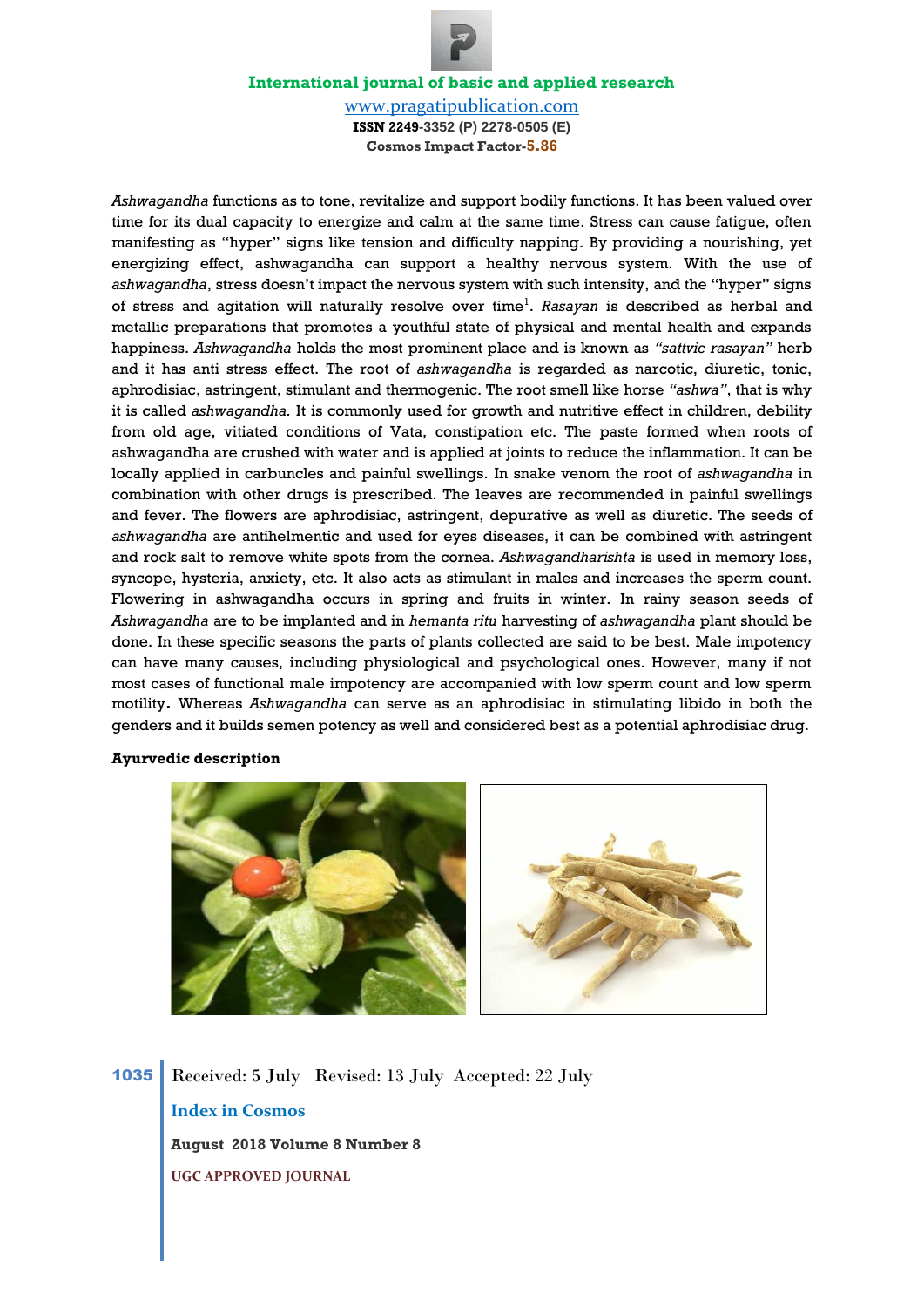*Ashwagandha* functions as to tone, revitalize and support bodily functions. It has been valued over time for its dual capacity to energize and calm at the same time. Stress can cause fatigue, often manifesting as "hyper" signs like tension and difficulty napping. By providing a nourishing, yet energizing effect, ashwagandha can support a healthy nervous system. With the use of *ashwagandha*, stress doesn't impact the nervous system with such intensity, and the "hyper" signs of stress and agitation will naturally resolve over time[1]. *Rasayan* is described as herbal and metallic preparations that promotes a youthful state of physical and mental health and expands happiness. *Ashwagandha* holds the most prominent place and is known as *"sattvic rasayan"* herb and it has anti stress effect. The root of *ashwagandha* is regarded as narcotic, diuretic, tonic, aphrodisiac, astringent, stimulant and thermogenic. The root smell like horse *"ashwa"*, that is why it is called *ashwagandha.* It is commonly used for growth and nutritive effect in children, debility from old age, vitiated conditions of Vata, constipation etc. The paste formed when roots of ashwagandha are crushed with water and is applied at joints to reduce the inflammation. It can be locally applied in carbuncles and painful swellings. In snake venom the root of *ashwagandha* in combination with other drugs is prescribed. The leaves are recommended in painful swellings and fever. The flowers are aphrodisiac, astringent, depurative as well as diuretic. The seeds of *ashwagandha* are antihelmentic and used for eyes diseases, it can be combined with astringent and rock salt to remove white spots from the cornea. *Ashwagandharishta* is used in memory loss, syncope, hysteria, anxiety, etc. It also acts as stimulant in males and increases the sperm count. Flowering in ashwagandha occurs in spring and fruits in winter. In rainy season seeds of *Ashwagandha* are to be implanted and in *hemanta ritu* harvesting of *ashwagandha* plant should be done. In these specific seasons the parts of plants collected are said to be best. Male impotency can have many causes, including physiological and psychological ones. However, many if not most cases of functional male impotency are accompanied with low sperm count and low sperm motility**.** Whereas *Ashwagandha* can serve as an aphrodisiac in stimulating libido in both the genders and it builds semen potency as well and considered best as a potential aphrodisiac drug.

**Ayurvedic description**

Received: 5 July Revised: 13 July Accepted: 22 July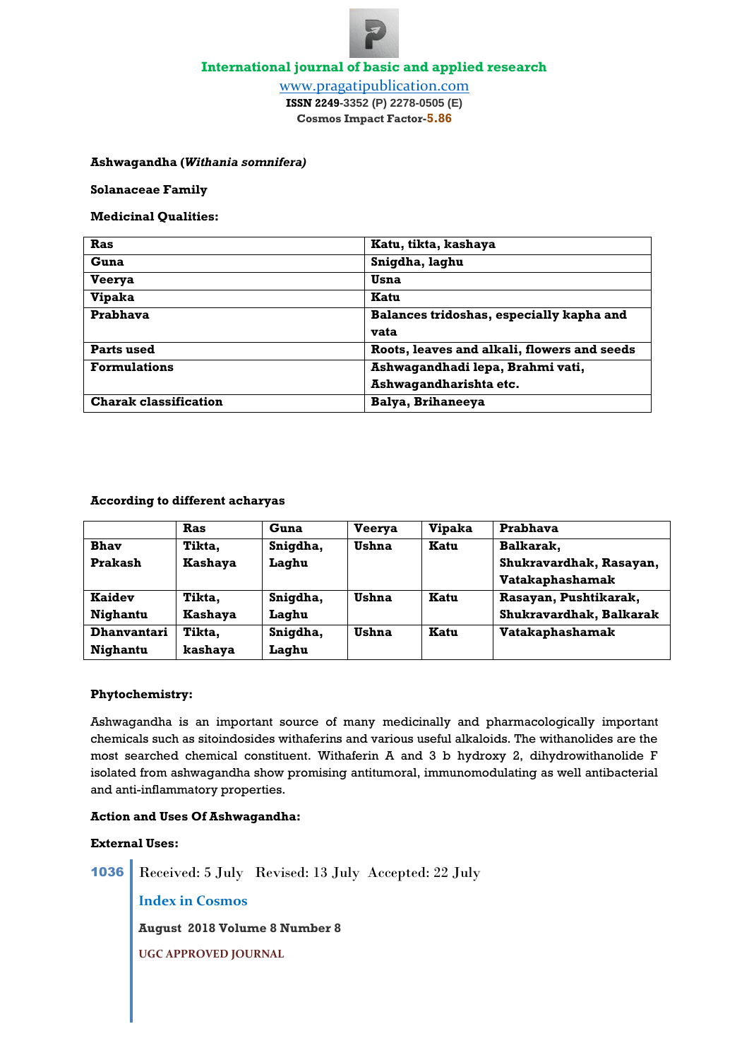**Ashwagandha (*Withania somnifera)***

**Solanaceae Family**

**Medicinal Qualities:**

| Ras | Katu, tikta, kashaya |
|---|---|
| Guna | Snigdha, laghu |
| Veerya | Usna |
| Vipaka | Katu |
| Prabhava | Balances tridoshas, especially kapha and vata |
| Parts used | Roots, leaves and alkali, flowers and seeds |
| Formulations | Ashwagandhadi lepa, Brahmi vati, Ashwagandharishta etc. |
| Charak classification | Balya, Brihaneeya |

**According to different acharyas**

| | Ras | Guna | Veerya | Vipaka | Prabhava |
|---|---|---|---|---|---|
| Bhav Prakash | Tikta, Kashaya | Snigdha, Laghu | Ushna | Katu | Balkarak, Shukravardhak, Rasayan, Vatakaphashamak |
| Kaidev Nighantu | Tikta, Kashaya | Snigdha, Laghu | Ushna | Katu | Rasayan, Pushtikarak, Shukravardhak, Balkarak |
| Dhanvantari Nighantu | Tikta, kashaya | Snigdha, Laghu | Ushna | Katu | Vatakaphashamak |

**Phytochemistry:**

Ashwagandha is an important source of many medicinally and pharmacologically important chemicals such as sitoindosides withaferins and various useful alkaloids. The withanolides are the most searched chemical constituent. Withaferin A and 3 b hydroxy 2, dihydrowithanolide F isolated from ashwagandha show promising antitumoral, immunomodulating as well antibacterial and anti-inflammatory properties.

**Action and Uses Of Ashwagandha:**

**External Uses:**

Received: 5 July Revised: 13 July Accepted: 22 July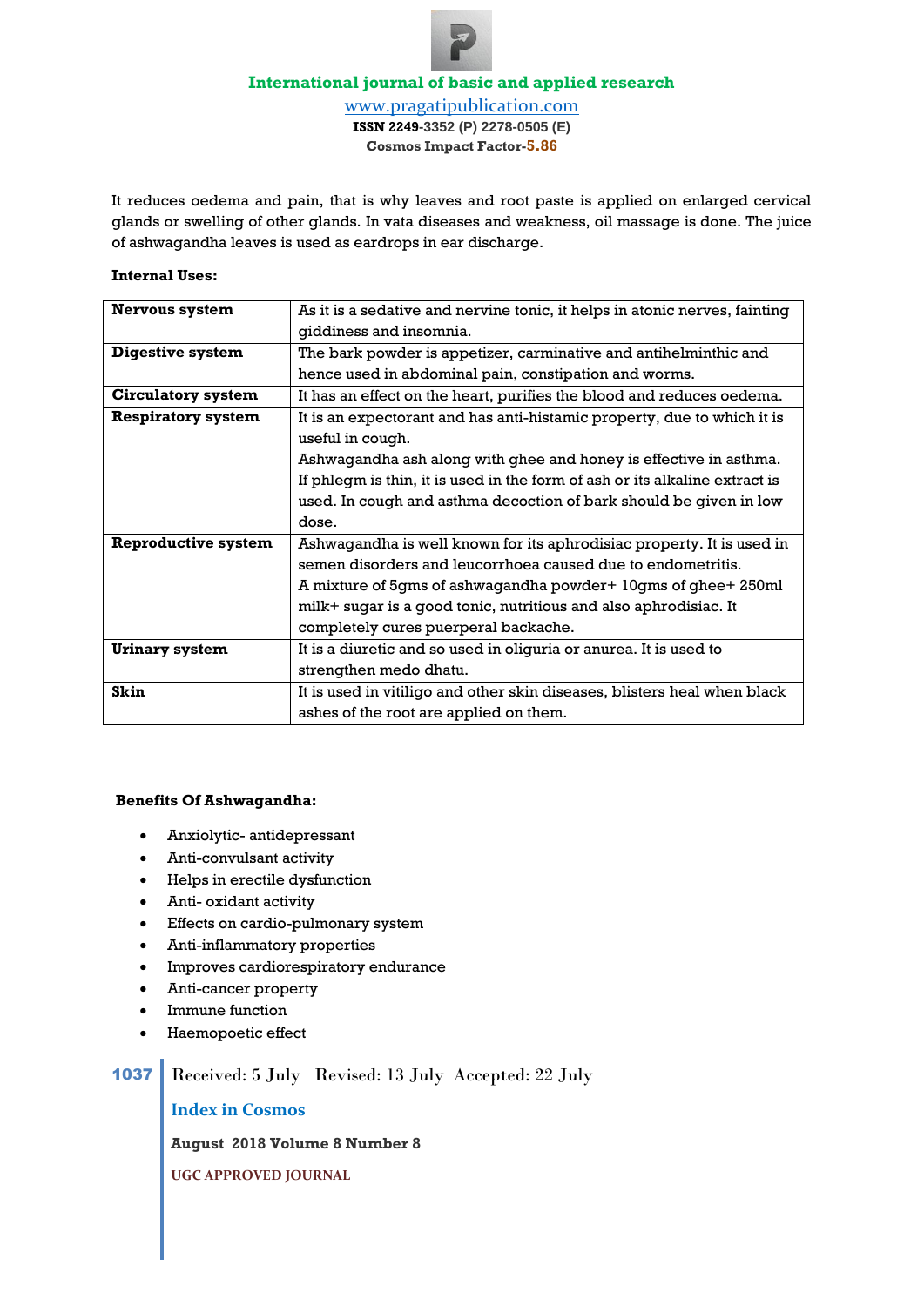It reduces oedema and pain, that is why leaves and root paste is applied on enlarged cervical glands or swelling of other glands. In vata diseases and weakness, oil massage is done. The juice of ashwagandha leaves is used as eardrops in ear discharge.

**Internal Uses:**

| | |
|---|---|
| **Nervous system** | As it is a sedative and nervine tonic, it helps in atonic nerves, fainting giddiness and insomnia. |
| **Digestive system** | The bark powder is appetizer, carminative and antihelminthic and hence used in abdominal pain, constipation and worms. |
| **Circulatory system** | It has an effect on the heart, purifies the blood and reduces oedema. |
| **Respiratory system** | It is an expectorant and has anti-histamic property, due to which it is useful in cough.<br>Ashwagandha ash along with ghee and honey is effective in asthma. If phlegm is thin, it is used in the form of ash or its alkaline extract is used. In cough and asthma decoction of bark should be given in low dose. |
| **Reproductive system** | Ashwagandha is well known for its aphrodisiac property. It is used in semen disorders and leucorrhoea caused due to endometritis.<br>A mixture of 5gms of ashwagandha powder+ 10gms of ghee+ 250ml milk+ sugar is a good tonic, nutritious and also aphrodisiac. It completely cures puerperal backache. |
| **Urinary system** | It is a diuretic and so used in oliguria or anurea. It is used to strengthen medo dhatu. |
| **Skin** | It is used in vitiligo and other skin diseases, blisters heal when black ashes of the root are applied on them. |

**Benefits Of Ashwagandha:**

- Anxiolytic- antidepressant
- Anti-convulsant activity
- Helps in erectile dysfunction
- Anti- oxidant activity
- Effects on cardio-pulmonary system
- Anti-inflammatory properties
- Improves cardiorespiratory endurance
- Anti-cancer property
- Immune function
- Haemopoetic effect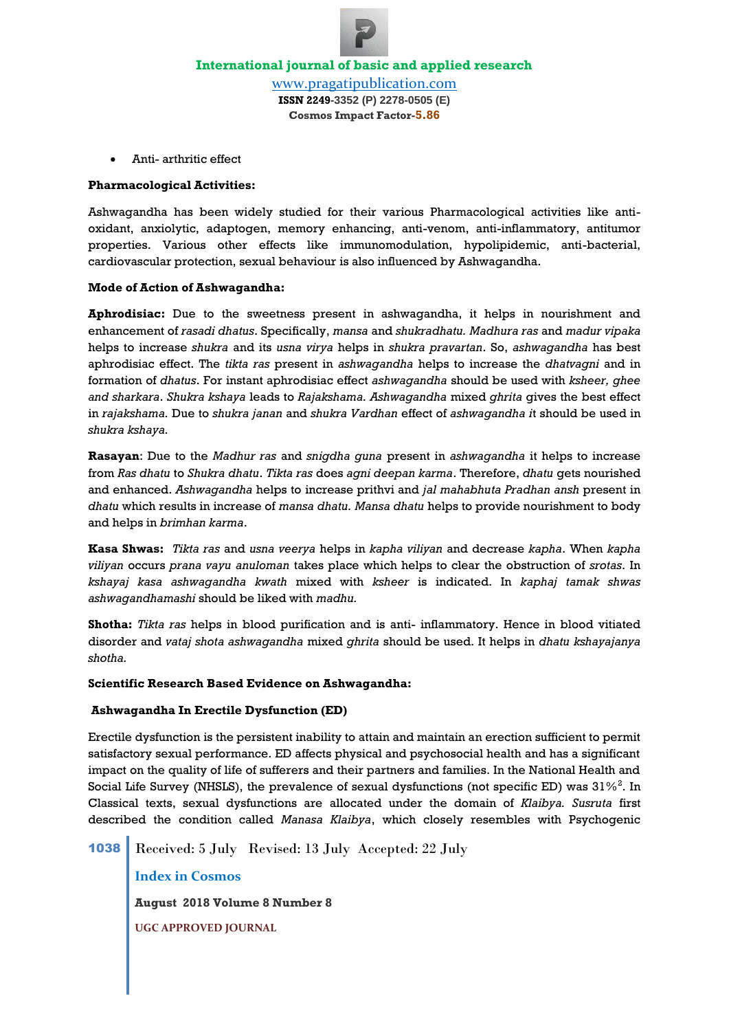- Anti- arthritic effect

**Pharmacological Activities:**

Ashwagandha has been widely studied for their various Pharmacological activities like anti-oxidant, anxiolytic, adaptogen, memory enhancing, anti-venom, anti-inflammatory, antitumor properties. Various other effects like immunomodulation, hypolipidemic, anti-bacterial, cardiovascular protection, sexual behaviour is also influenced by Ashwagandha.

**Mode of Action of Ashwagandha:**

**Aphrodisiac:** Due to the sweetness present in ashwagandha, it helps in nourishment and enhancement of *rasadi dhatus*. Specifically, *mansa* and *shukradhatu. Madhura ras* and *madur vipaka* helps to increase *shukra* and its *usna virya* helps in *shukra pravartan*. So, *ashwagandha* has best aphrodisiac effect. The *tikta ras* present in *ashwagandha* helps to increase the *dhatvagni* and in formation of *dhatus*. For instant aphrodisiac effect *ashwagandha* should be used with *ksheer, ghee and sharkara*. *Shukra kshaya* leads to *Rajakshama. Ashwagandha* mixed *ghrita* gives the best effect in *rajakshama.* Due to *shukra janan* and *shukra Vardhan* effect of *ashwagandha i*t should be used in *shukra kshaya.*

**Rasayan**: Due to the *Madhur ras* and *snigdha guna* present in *ashwagandha* it helps to increase from *Ras dhatu* to *Shukra dhatu*. *Tikta ras* does *agni deepan karma*. Therefore, *dhatu* gets nourished and enhanced. *Ashwagandha* helps to increase prithvi and *jal mahabhuta Pradhan ansh* present in *dhatu* which results in increase of *mansa dhatu. Mansa dhatu* helps to provide nourishment to body and helps in *brimhan karma*.

**Kasa Shwas:** *Tikta ras* and *usna veerya* helps in *kapha viliyan* and decrease *kapha*. When *kapha viliyan* occurs *prana vayu anuloman* takes place which helps to clear the obstruction of *srotas*. In *kshayaj kasa ashwagandha kwath* mixed with *ksheer* is indicated. In *kaphaj tamak shwas ashwagandhamashi* should be liked with *madhu.*

**Shotha:** *Tikta ras* helps in blood purification and is anti- inflammatory. Hence in blood vitiated disorder and *vataj shota ashwagandha* mixed *ghrita* should be used. It helps in *dhatu kshayajanya shotha.*

**Scientific Research Based Evidence on Ashwagandha:**

**Ashwagandha In Erectile Dysfunction (ED)**

Erectile dysfunction is the persistent inability to attain and maintain an erection sufficient to permit satisfactory sexual performance. ED affects physical and psychosocial health and has a significant impact on the quality of life of sufferers and their partners and families. In the National Health and Social Life Survey (NHSLS), the prevalence of sexual dysfunctions (not specific ED) was 31%[2]. In Classical texts, sexual dysfunctions are allocated under the domain of *Klaibya. Susruta* first described the condition called *Manasa Klaibya*, which closely resembles with Psychogenic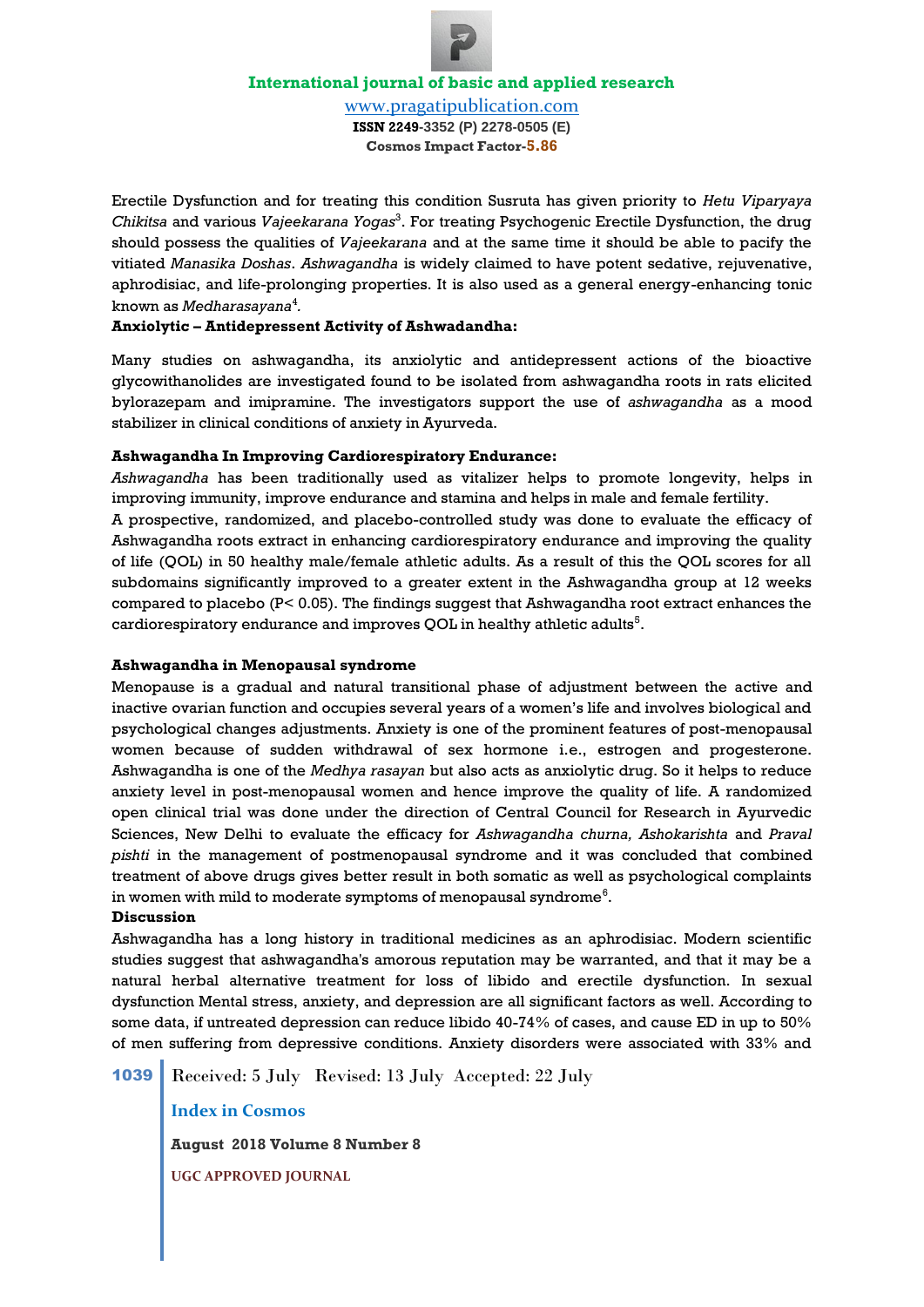Erectile Dysfunction and for treating this condition Susruta has given priority to *Hetu Viparyaya Chikitsa* and various *Vajeekarana Yogas*[3]. For treating Psychogenic Erectile Dysfunction, the drug should possess the qualities of *Vajeekarana* and at the same time it should be able to pacify the vitiated *Manasika Doshas*. *Ashwagandha* is widely claimed to have potent sedative, rejuvenative, aphrodisiac, and life-prolonging properties. It is also used as a general energy-enhancing tonic known as *Medharasayana*[4].

**Anxiolytic – Antidepressent Activity of Ashwadandha:**

Many studies on ashwagandha, its anxiolytic and antidepressent actions of the bioactive glycowithanolides are investigated found to be isolated from ashwagandha roots in rats elicited bylorazepam and imipramine. The investigators support the use of *ashwagandha* as a mood stabilizer in clinical conditions of anxiety in Ayurveda.

**Ashwagandha In Improving Cardiorespiratory Endurance:**

*Ashwagandha* has been traditionally used as vitalizer helps to promote longevity, helps in improving immunity, improve endurance and stamina and helps in male and female fertility.

A prospective, randomized, and placebo-controlled study was done to evaluate the efficacy of Ashwagandha roots extract in enhancing cardiorespiratory endurance and improving the quality of life (QOL) in 50 healthy male/female athletic adults. As a result of this the QOL scores for all subdomains significantly improved to a greater extent in the Ashwagandha group at 12 weeks compared to placebo ($P < 0.05$). The findings suggest that Ashwagandha root extract enhances the cardiorespiratory endurance and improves QOL in healthy athletic adults[5].

**Ashwagandha in Menopausal syndrome**

Menopause is a gradual and natural transitional phase of adjustment between the active and inactive ovarian function and occupies several years of a women's life and involves biological and psychological changes adjustments. Anxiety is one of the prominent features of post-menopausal women because of sudden withdrawal of sex hormone i.e., estrogen and progesterone. Ashwagandha is one of the *Medhya rasayan* but also acts as anxiolytic drug. So it helps to reduce anxiety level in post-menopausal women and hence improve the quality of life. A randomized open clinical trial was done under the direction of Central Council for Research in Ayurvedic Sciences, New Delhi to evaluate the efficacy for *Ashwagandha churna, Ashokarishta* and *Praval pishti* in the management of postmenopausal syndrome and it was concluded that combined treatment of above drugs gives better result in both somatic as well as psychological complaints in women with mild to moderate symptoms of menopausal syndrome[6].

**Discussion**

Ashwagandha has a long history in traditional medicines as an aphrodisiac. Modern scientific studies suggest that ashwagandha's amorous reputation may be warranted, and that it may be a natural herbal alternative treatment for loss of libido and erectile dysfunction. In sexual dysfunction Mental stress, anxiety, and depression are all significant factors as well. According to some data, if untreated depression can reduce libido 40-74% of cases, and cause ED in up to 50% of men suffering from depressive conditions. Anxiety disorders were associated with 33% and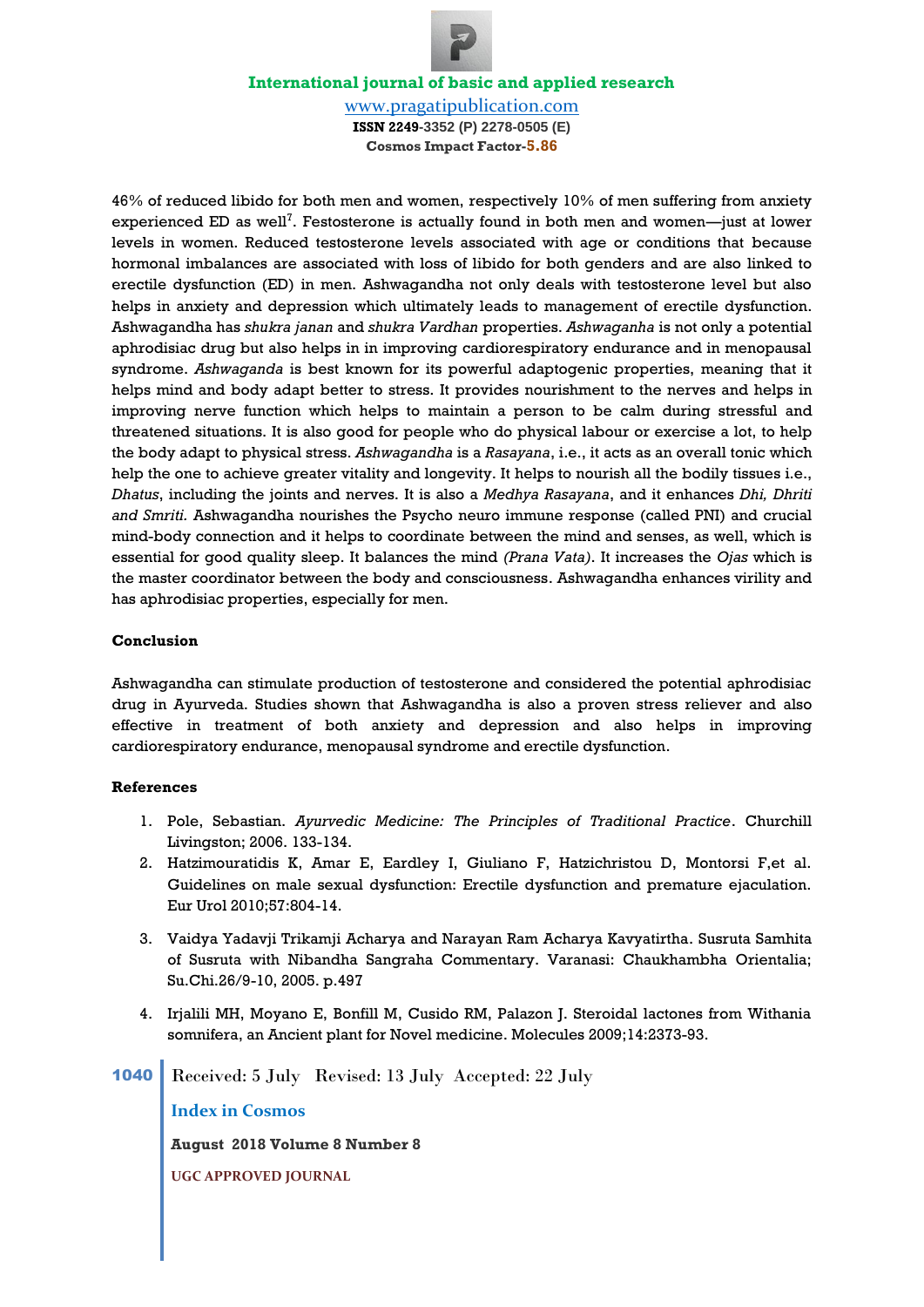46% of reduced libido for both men and women, respectively 10% of men suffering from anxiety experienced ED as well[7]. Festosterone is actually found in both men and women—just at lower levels in women. Reduced testosterone levels associated with age or conditions that because hormonal imbalances are associated with loss of libido for both genders and are also linked to erectile dysfunction (ED) in men. Ashwagandha not only deals with testosterone level but also helps in anxiety and depression which ultimately leads to management of erectile dysfunction. Ashwagandha has *shukra janan* and *shukra Vardhan* properties. *Ashwaganha* is not only a potential aphrodisiac drug but also helps in in improving cardiorespiratory endurance and in menopausal syndrome. *Ashwaganda* is best known for its powerful adaptogenic properties, meaning that it helps mind and body adapt better to stress. It provides nourishment to the nerves and helps in improving nerve function which helps to maintain a person to be calm during stressful and threatened situations. It is also good for people who do physical labour or exercise a lot, to help the body adapt to physical stress. *Ashwagandha* is a *Rasayana*, i.e., it acts as an overall tonic which help the one to achieve greater vitality and longevity. It helps to nourish all the bodily tissues i.e., *Dhatus*, including the joints and nerves. It is also a *Medhya Rasayana*, and it enhances *Dhi, Dhriti and Smriti.* Ashwagandha nourishes the Psycho neuro immune response (called PNI) and crucial mind-body connection and it helps to coordinate between the mind and senses, as well, which is essential for good quality sleep. It balances the mind *(Prana Vata)*. It increases the *Ojas* which is the master coordinator between the body and consciousness. Ashwagandha enhances virility and has aphrodisiac properties, especially for men.

**Conclusion**

Ashwagandha can stimulate production of testosterone and considered the potential aphrodisiac drug in Ayurveda. Studies shown that Ashwagandha is also a proven stress reliever and also effective in treatment of both anxiety and depression and also helps in improving cardiorespiratory endurance, menopausal syndrome and erectile dysfunction.

**References**

1. Pole, Sebastian. *Ayurvedic Medicine: The Principles of Traditional Practice*. Churchill Livingston; 2006. 133-134.
2. Hatzimouratidis K, Amar E, Eardley I, Giuliano F, Hatzichristou D, Montorsi F,et al. Guidelines on male sexual dysfunction: Erectile dysfunction and premature ejaculation. Eur Urol 2010;57:804-14.
3. Vaidya Yadavji Trikamji Acharya and Narayan Ram Acharya Kavyatirtha. Susruta Samhita of Susruta with Nibandha Sangraha Commentary. Varanasi: Chaukhambha Orientalia; Su.Chi.26/9-10, 2005. p.497
4. Irjalili MH, Moyano E, Bonfill M, Cusido RM, Palazon J. Steroidal lactones from Withania somnifera, an Ancient plant for Novel medicine. Molecules 2009;14:2373-93.

Received: 5 July Revised: 13 July Accepted: 22 July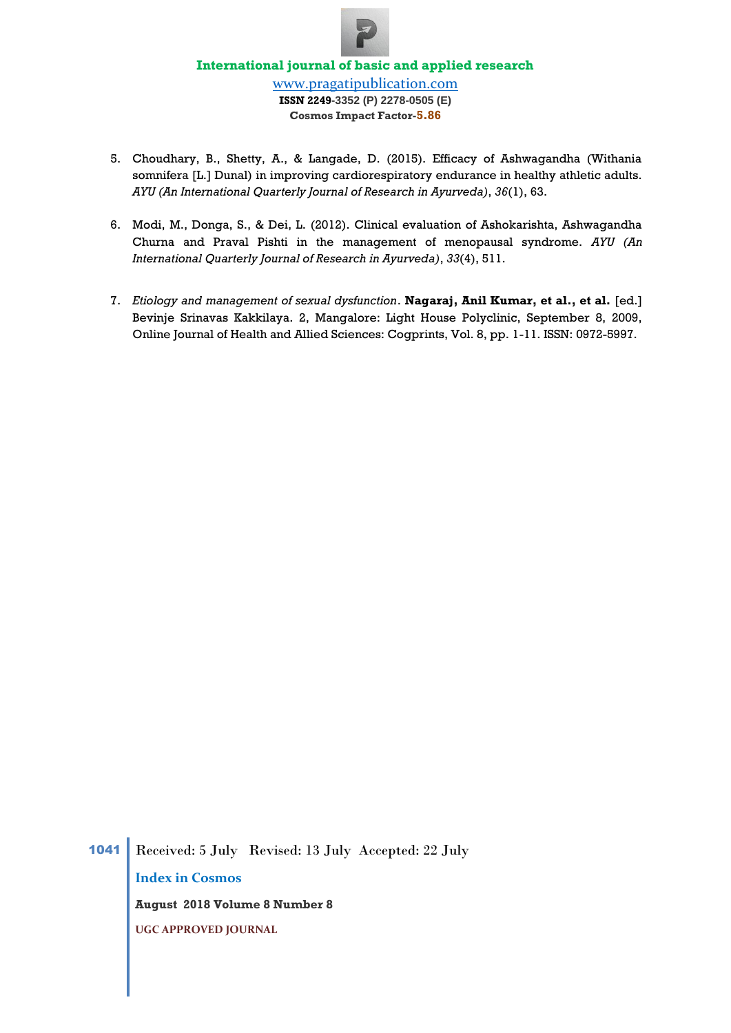5. Choudhary, B., Shetty, A., & Langade, D. (2015). Efficacy of Ashwagandha (Withania somnifera [L.] Dunal) in improving cardiorespiratory endurance in healthy athletic adults. *AYU (An International Quarterly Journal of Research in Ayurveda)*, *36*(1), 63.

6. Modi, M., Donga, S., & Dei, L. (2012). Clinical evaluation of Ashokarishta, Ashwagandha Churna and Praval Pishti in the management of menopausal syndrome. *AYU (An International Quarterly Journal of Research in Ayurveda)*, *33*(4), 511.

7. *Etiology and management of sexual dysfunction*. **Nagaraj, Anil Kumar, et al., et al.** [ed.] Bevinje Srinavas Kakkilaya. 2, Mangalore: Light House Polyclinic, September 8, 2009, Online Journal of Health and Allied Sciences: Cogprints, Vol. 8, pp. 1-11. ISSN: 0972-5997.

Received: 5 July Revised: 13 July Accepted: 22 July